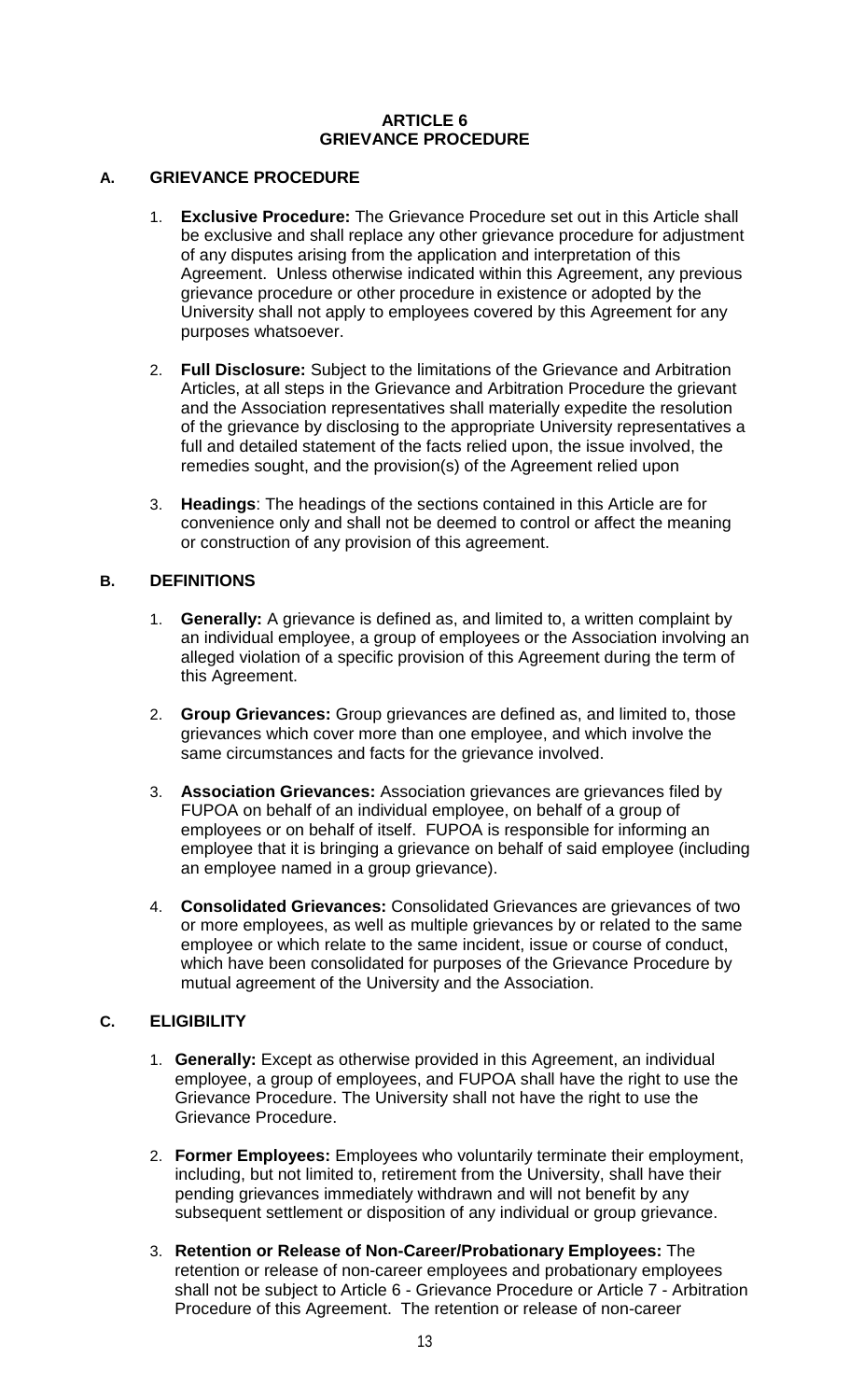# ARTICLE 6
# GRIEVANCE PROCEDURE

## A. GRIEVANCE PROCEDURE

1. **Exclusive Procedure:** The Grievance Procedure set out in this Article shall be exclusive and shall replace any other grievance procedure for adjustment of any disputes arising from the application and interpretation of this Agreement. Unless otherwise indicated within this Agreement, any previous grievance procedure or other procedure in existence or adopted by the University shall not apply to employees covered by this Agreement for any purposes whatsoever.

2. **Full Disclosure:** Subject to the limitations of the Grievance and Arbitration Articles, at all steps in the Grievance and Arbitration Procedure the grievant and the Association representatives shall materially expedite the resolution of the grievance by disclosing to the appropriate University representatives a full and detailed statement of the facts relied upon, the issue involved, the remedies sought, and the provision(s) of the Agreement relied upon

3. **Headings**: The headings of the sections contained in this Article are for convenience only and shall not be deemed to control or affect the meaning or construction of any provision of this agreement.

## B. DEFINITIONS

1. **Generally:** A grievance is defined as, and limited to, a written complaint by an individual employee, a group of employees or the Association involving an alleged violation of a specific provision of this Agreement during the term of this Agreement.

2. **Group Grievances:** Group grievances are defined as, and limited to, those grievances which cover more than one employee, and which involve the same circumstances and facts for the grievance involved.

3. **Association Grievances:** Association grievances are grievances filed by FUPOA on behalf of an individual employee, on behalf of a group of employees or on behalf of itself. FUPOA is responsible for informing an employee that it is bringing a grievance on behalf of said employee (including an employee named in a group grievance).

4. **Consolidated Grievances:** Consolidated Grievances are grievances of two or more employees, as well as multiple grievances by or related to the same employee or which relate to the same incident, issue or course of conduct, which have been consolidated for purposes of the Grievance Procedure by mutual agreement of the University and the Association.

## C. ELIGIBILITY

1. **Generally:** Except as otherwise provided in this Agreement, an individual employee, a group of employees, and FUPOA shall have the right to use the Grievance Procedure. The University shall not have the right to use the Grievance Procedure.

2. **Former Employees:** Employees who voluntarily terminate their employment, including, but not limited to, retirement from the University, shall have their pending grievances immediately withdrawn and will not benefit by any subsequent settlement or disposition of any individual or group grievance.

3. **Retention or Release of Non-Career/Probationary Employees:** The retention or release of non-career employees and probationary employees shall not be subject to Article 6 - Grievance Procedure or Article 7 - Arbitration Procedure of this Agreement. The retention or release of non-career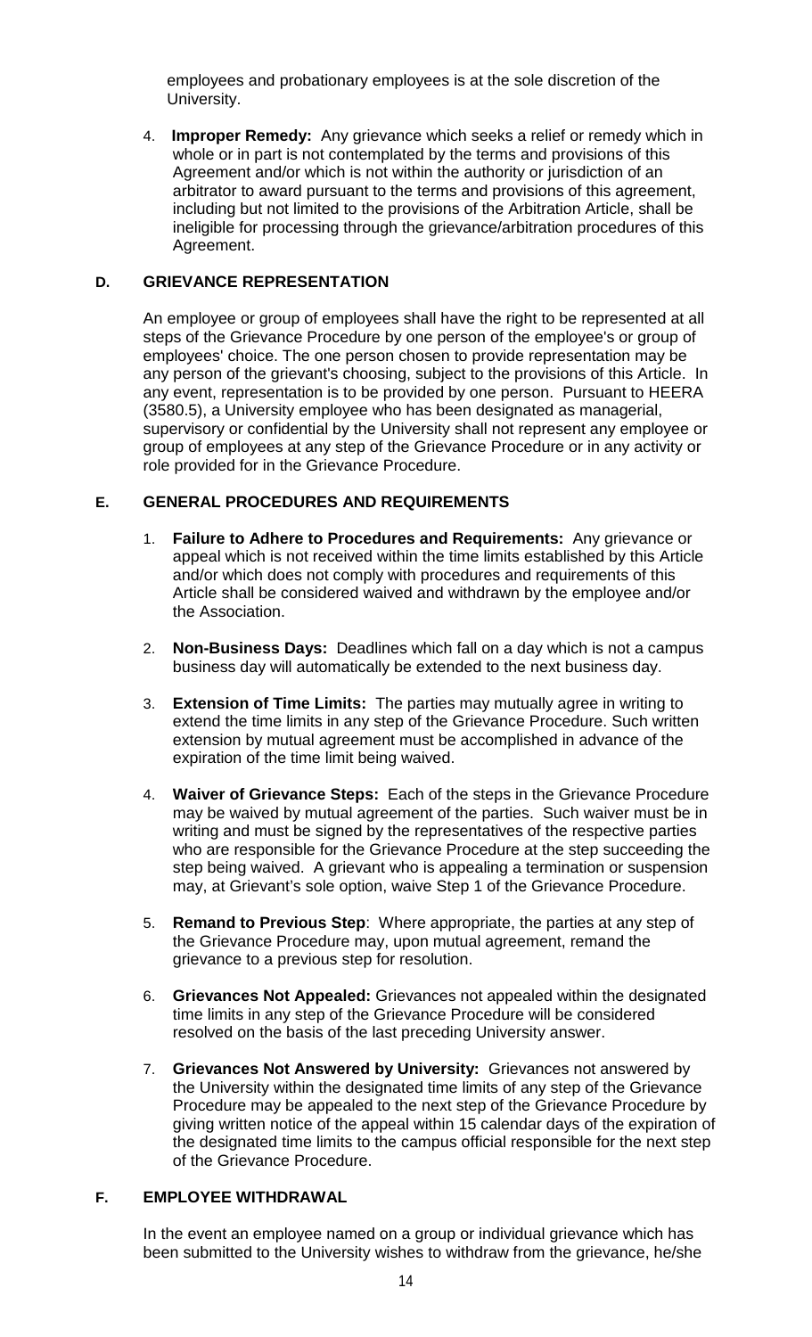employees and probationary employees is at the sole discretion of the University.

4. **Improper Remedy:** Any grievance which seeks a relief or remedy which in whole or in part is not contemplated by the terms and provisions of this Agreement and/or which is not within the authority or jurisdiction of an arbitrator to award pursuant to the terms and provisions of this agreement, including but not limited to the provisions of the Arbitration Article, shall be ineligible for processing through the grievance/arbitration procedures of this Agreement.

### D. GRIEVANCE REPRESENTATION

An employee or group of employees shall have the right to be represented at all steps of the Grievance Procedure by one person of the employee's or group of employees' choice. The one person chosen to provide representation may be any person of the grievant's choosing, subject to the provisions of this Article. In any event, representation is to be provided by one person. Pursuant to HEERA (3580.5), a University employee who has been designated as managerial, supervisory or confidential by the University shall not represent any employee or group of employees at any step of the Grievance Procedure or in any activity or role provided for in the Grievance Procedure.

### E. GENERAL PROCEDURES AND REQUIREMENTS

1. **Failure to Adhere to Procedures and Requirements:** Any grievance or appeal which is not received within the time limits established by this Article and/or which does not comply with procedures and requirements of this Article shall be considered waived and withdrawn by the employee and/or the Association.

2. **Non-Business Days:** Deadlines which fall on a day which is not a campus business day will automatically be extended to the next business day.

3. **Extension of Time Limits:** The parties may mutually agree in writing to extend the time limits in any step of the Grievance Procedure. Such written extension by mutual agreement must be accomplished in advance of the expiration of the time limit being waived.

4. **Waiver of Grievance Steps:** Each of the steps in the Grievance Procedure may be waived by mutual agreement of the parties. Such waiver must be in writing and must be signed by the representatives of the respective parties who are responsible for the Grievance Procedure at the step succeeding the step being waived. A grievant who is appealing a termination or suspension may, at Grievant's sole option, waive Step 1 of the Grievance Procedure.

5. **Remand to Previous Step**: Where appropriate, the parties at any step of the Grievance Procedure may, upon mutual agreement, remand the grievance to a previous step for resolution.

6. **Grievances Not Appealed:** Grievances not appealed within the designated time limits in any step of the Grievance Procedure will be considered resolved on the basis of the last preceding University answer.

7. **Grievances Not Answered by University:** Grievances not answered by the University within the designated time limits of any step of the Grievance Procedure may be appealed to the next step of the Grievance Procedure by giving written notice of the appeal within 15 calendar days of the expiration of the designated time limits to the campus official responsible for the next step of the Grievance Procedure.

### F. EMPLOYEE WITHDRAWAL

In the event an employee named on a group or individual grievance which has been submitted to the University wishes to withdraw from the grievance, he/she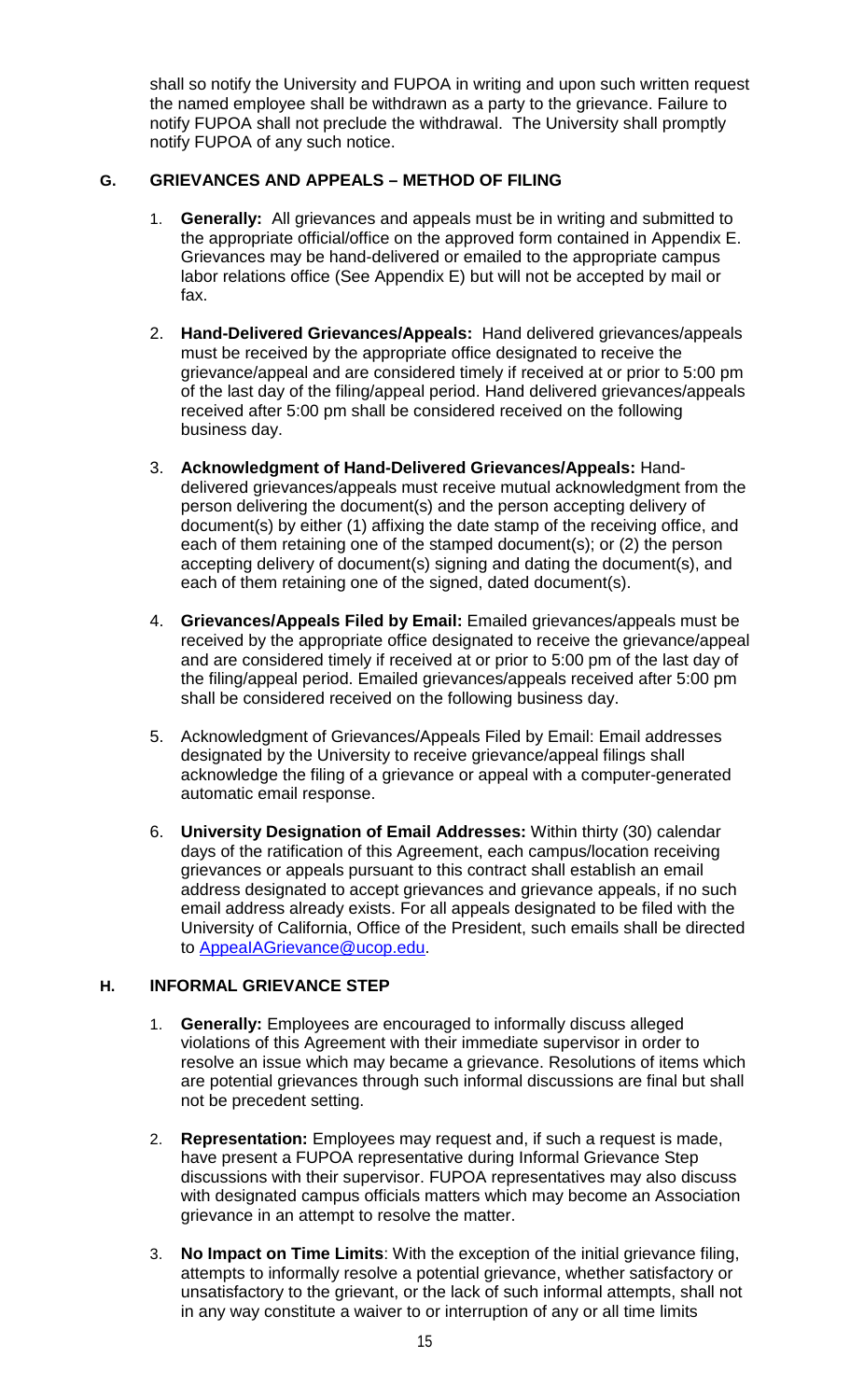shall so notify the University and FUPOA in writing and upon such written request the named employee shall be withdrawn as a party to the grievance. Failure to notify FUPOA shall not preclude the withdrawal. The University shall promptly notify FUPOA of any such notice.

### G. GRIEVANCES AND APPEALS – METHOD OF FILING

1. **Generally:** All grievances and appeals must be in writing and submitted to the appropriate official/office on the approved form contained in Appendix E. Grievances may be hand-delivered or emailed to the appropriate campus labor relations office (See Appendix E) but will not be accepted by mail or fax.

2. **Hand-Delivered Grievances/Appeals:** Hand delivered grievances/appeals must be received by the appropriate office designated to receive the grievance/appeal and are considered timely if received at or prior to 5:00 pm of the last day of the filing/appeal period. Hand delivered grievances/appeals received after 5:00 pm shall be considered received on the following business day.

3. **Acknowledgment of Hand-Delivered Grievances/Appeals:** Hand-delivered grievances/appeals must receive mutual acknowledgment from the person delivering the document(s) and the person accepting delivery of document(s) by either (1) affixing the date stamp of the receiving office, and each of them retaining one of the stamped document(s); or (2) the person accepting delivery of document(s) signing and dating the document(s), and each of them retaining one of the signed, dated document(s).

4. **Grievances/Appeals Filed by Email:** Emailed grievances/appeals must be received by the appropriate office designated to receive the grievance/appeal and are considered timely if received at or prior to 5:00 pm of the last day of the filing/appeal period. Emailed grievances/appeals received after 5:00 pm shall be considered received on the following business day.

5. Acknowledgment of Grievances/Appeals Filed by Email: Email addresses designated by the University to receive grievance/appeal filings shall acknowledge the filing of a grievance or appeal with a computer-generated automatic email response.

6. **University Designation of Email Addresses:** Within thirty (30) calendar days of the ratification of this Agreement, each campus/location receiving grievances or appeals pursuant to this contract shall establish an email address designated to accept grievances and grievance appeals, if no such email address already exists. For all appeals designated to be filed with the University of California, Office of the President, such emails shall be directed to AppealAGrievance@ucop.edu.

### H. INFORMAL GRIEVANCE STEP

1. **Generally:** Employees are encouraged to informally discuss alleged violations of this Agreement with their immediate supervisor in order to resolve an issue which may became a grievance. Resolutions of items which are potential grievances through such informal discussions are final but shall not be precedent setting.

2. **Representation:** Employees may request and, if such a request is made, have present a FUPOA representative during Informal Grievance Step discussions with their supervisor. FUPOA representatives may also discuss with designated campus officials matters which may become an Association grievance in an attempt to resolve the matter.

3. **No Impact on Time Limits**: With the exception of the initial grievance filing, attempts to informally resolve a potential grievance, whether satisfactory or unsatisfactory to the grievant, or the lack of such informal attempts, shall not in any way constitute a waiver to or interruption of any or all time limits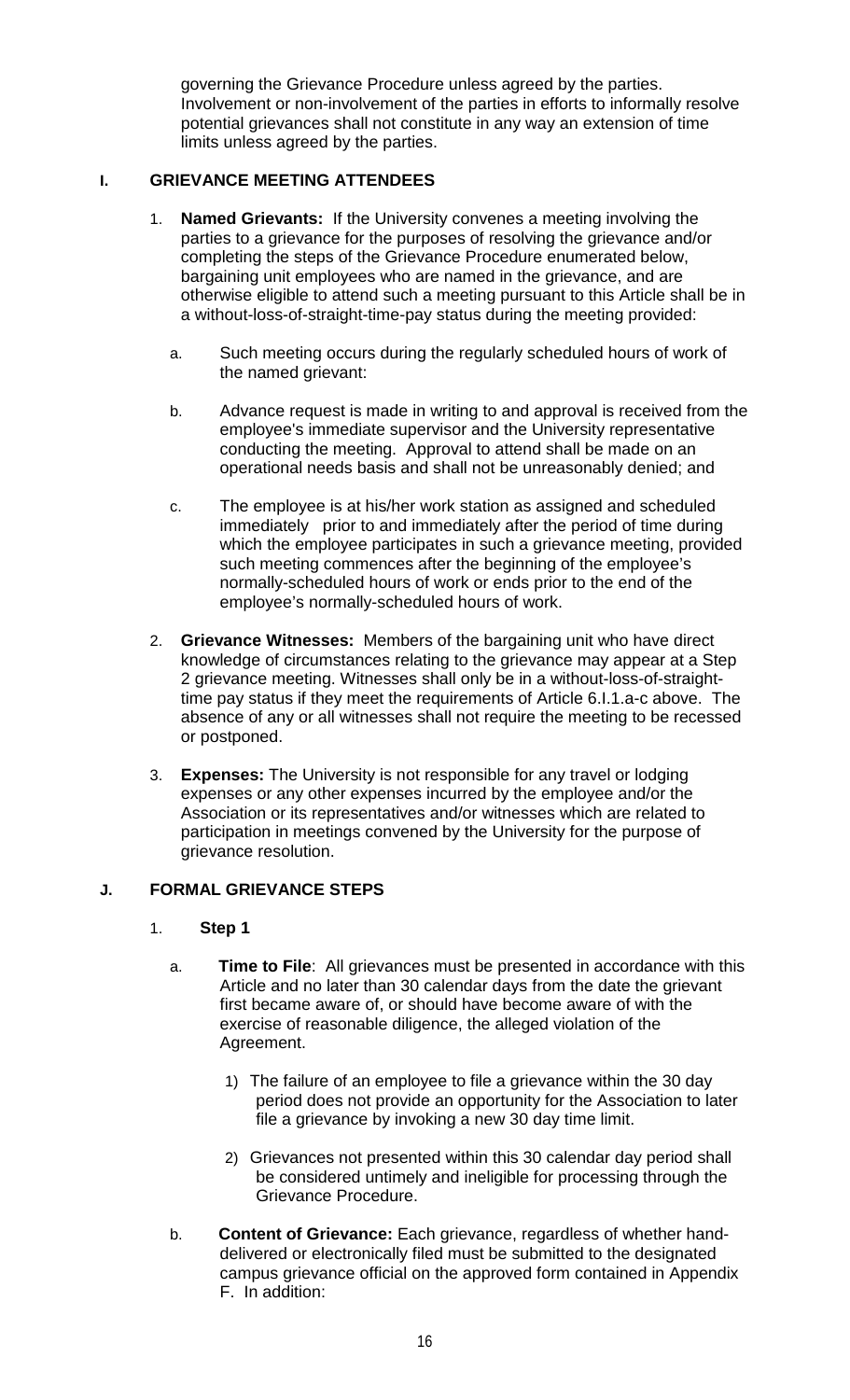governing the Grievance Procedure unless agreed by the parties. Involvement or non-involvement of the parties in efforts to informally resolve potential grievances shall not constitute in any way an extension of time limits unless agreed by the parties.

### I. GRIEVANCE MEETING ATTENDEES

1. **Named Grievants:** If the University convenes a meeting involving the parties to a grievance for the purposes of resolving the grievance and/or completing the steps of the Grievance Procedure enumerated below, bargaining unit employees who are named in the grievance, and are otherwise eligible to attend such a meeting pursuant to this Article shall be in a without-loss-of-straight-time-pay status during the meeting provided:

   a. Such meeting occurs during the regularly scheduled hours of work of the named grievant:

   b. Advance request is made in writing to and approval is received from the employee's immediate supervisor and the University representative conducting the meeting. Approval to attend shall be made on an operational needs basis and shall not be unreasonably denied; and

   c. The employee is at his/her work station as assigned and scheduled immediately prior to and immediately after the period of time during which the employee participates in such a grievance meeting, provided such meeting commences after the beginning of the employee's normally-scheduled hours of work or ends prior to the end of the employee's normally-scheduled hours of work.

2. **Grievance Witnesses:** Members of the bargaining unit who have direct knowledge of circumstances relating to the grievance may appear at a Step 2 grievance meeting. Witnesses shall only be in a without-loss-of-straight-time pay status if they meet the requirements of Article 6.I.1.a-c above. The absence of any or all witnesses shall not require the meeting to be recessed or postponed.

3. **Expenses:** The University is not responsible for any travel or lodging expenses or any other expenses incurred by the employee and/or the Association or its representatives and/or witnesses which are related to participation in meetings convened by the University for the purpose of grievance resolution.

### J. FORMAL GRIEVANCE STEPS

1. **Step 1**

   a. **Time to File**: All grievances must be presented in accordance with this Article and no later than 30 calendar days from the date the grievant first became aware of, or should have become aware of with the exercise of reasonable diligence, the alleged violation of the Agreement.

      1) The failure of an employee to file a grievance within the 30 day period does not provide an opportunity for the Association to later file a grievance by invoking a new 30 day time limit.

      2) Grievances not presented within this 30 calendar day period shall be considered untimely and ineligible for processing through the Grievance Procedure.

   b. **Content of Grievance:** Each grievance, regardless of whether hand-delivered or electronically filed must be submitted to the designated campus grievance official on the approved form contained in Appendix F. In addition: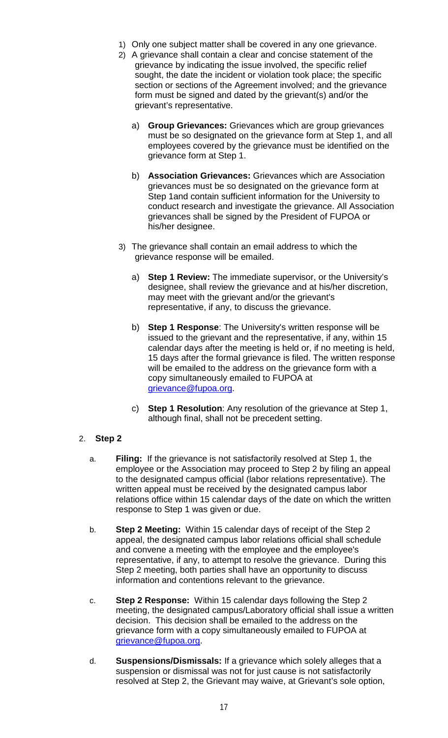1) Only one subject matter shall be covered in any one grievance.
2) A grievance shall contain a clear and concise statement of the grievance by indicating the issue involved, the specific relief sought, the date the incident or violation took place; the specific section or sections of the Agreement involved; and the grievance form must be signed and dated by the grievant(s) and/or the grievant's representative.

    a) **Group Grievances:** Grievances which are group grievances must be so designated on the grievance form at Step 1, and all employees covered by the grievance must be identified on the grievance form at Step 1.

    b) **Association Grievances:** Grievances which are Association grievances must be so designated on the grievance form at Step 1and contain sufficient information for the University to conduct research and investigate the grievance. All Association grievances shall be signed by the President of FUPOA or his/her designee.

3) The grievance shall contain an email address to which the grievance response will be emailed.

    a) **Step 1 Review:** The immediate supervisor, or the University's designee, shall review the grievance and at his/her discretion, may meet with the grievant and/or the grievant's representative, if any, to discuss the grievance.

    b) **Step 1 Response**: The University's written response will be issued to the grievant and the representative, if any, within 15 calendar days after the meeting is held or, if no meeting is held, 15 days after the formal grievance is filed. The written response will be emailed to the address on the grievance form with a copy simultaneously emailed to FUPOA at grievance@fupoa.org.

    c) **Step 1 Resolution**: Any resolution of the grievance at Step 1, although final, shall not be precedent setting.

2. **Step 2**

    a. **Filing:** If the grievance is not satisfactorily resolved at Step 1, the employee or the Association may proceed to Step 2 by filing an appeal to the designated campus official (labor relations representative). The written appeal must be received by the designated campus labor relations office within 15 calendar days of the date on which the written response to Step 1 was given or due.

    b. **Step 2 Meeting:** Within 15 calendar days of receipt of the Step 2 appeal, the designated campus labor relations official shall schedule and convene a meeting with the employee and the employee's representative, if any, to attempt to resolve the grievance. During this Step 2 meeting, both parties shall have an opportunity to discuss information and contentions relevant to the grievance.

    c. **Step 2 Response:** Within 15 calendar days following the Step 2 meeting, the designated campus/Laboratory official shall issue a written decision. This decision shall be emailed to the address on the grievance form with a copy simultaneously emailed to FUPOA at grievance@fupoa.org.

    d. **Suspensions/Dismissals:** If a grievance which solely alleges that a suspension or dismissal was not for just cause is not satisfactorily resolved at Step 2, the Grievant may waive, at Grievant's sole option,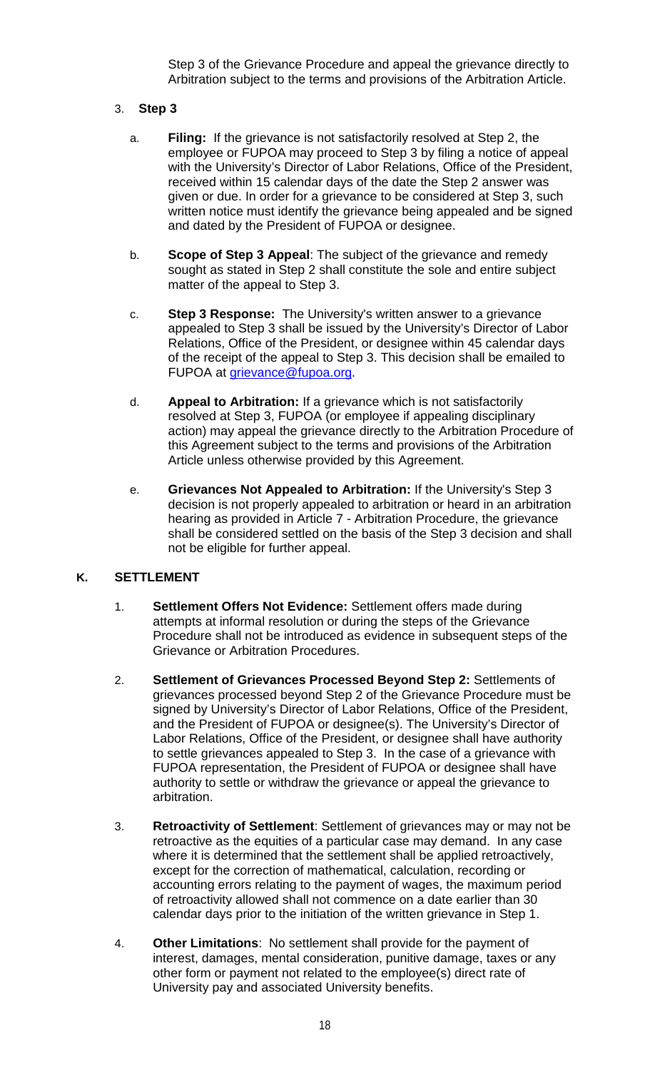Step 3 of the Grievance Procedure and appeal the grievance directly to Arbitration subject to the terms and provisions of the Arbitration Article.

3. **Step 3**

   a. **Filing:** If the grievance is not satisfactorily resolved at Step 2, the employee or FUPOA may proceed to Step 3 by filing a notice of appeal with the University's Director of Labor Relations, Office of the President, received within 15 calendar days of the date the Step 2 answer was given or due. In order for a grievance to be considered at Step 3, such written notice must identify the grievance being appealed and be signed and dated by the President of FUPOA or designee.

   b. **Scope of Step 3 Appeal**: The subject of the grievance and remedy sought as stated in Step 2 shall constitute the sole and entire subject matter of the appeal to Step 3.

   c. **Step 3 Response:** The University's written answer to a grievance appealed to Step 3 shall be issued by the University's Director of Labor Relations, Office of the President, or designee within 45 calendar days of the receipt of the appeal to Step 3. This decision shall be emailed to FUPOA at grievance@fupoa.org.

   d. **Appeal to Arbitration:** If a grievance which is not satisfactorily resolved at Step 3, FUPOA (or employee if appealing disciplinary action) may appeal the grievance directly to the Arbitration Procedure of this Agreement subject to the terms and provisions of the Arbitration Article unless otherwise provided by this Agreement.

   e. **Grievances Not Appealed to Arbitration:** If the University's Step 3 decision is not properly appealed to arbitration or heard in an arbitration hearing as provided in Article 7 - Arbitration Procedure, the grievance shall be considered settled on the basis of the Step 3 decision and shall not be eligible for further appeal.

## K. SETTLEMENT

1. **Settlement Offers Not Evidence:** Settlement offers made during attempts at informal resolution or during the steps of the Grievance Procedure shall not be introduced as evidence in subsequent steps of the Grievance or Arbitration Procedures.

2. **Settlement of Grievances Processed Beyond Step 2:** Settlements of grievances processed beyond Step 2 of the Grievance Procedure must be signed by University's Director of Labor Relations, Office of the President, and the President of FUPOA or designee(s). The University's Director of Labor Relations, Office of the President, or designee shall have authority to settle grievances appealed to Step 3. In the case of a grievance with FUPOA representation, the President of FUPOA or designee shall have authority to settle or withdraw the grievance or appeal the grievance to arbitration.

3. **Retroactivity of Settlement**: Settlement of grievances may or may not be retroactive as the equities of a particular case may demand. In any case where it is determined that the settlement shall be applied retroactively, except for the correction of mathematical, calculation, recording or accounting errors relating to the payment of wages, the maximum period of retroactivity allowed shall not commence on a date earlier than 30 calendar days prior to the initiation of the written grievance in Step 1.

4. **Other Limitations**: No settlement shall provide for the payment of interest, damages, mental consideration, punitive damage, taxes or any other form or payment not related to the employee(s) direct rate of University pay and associated University benefits.